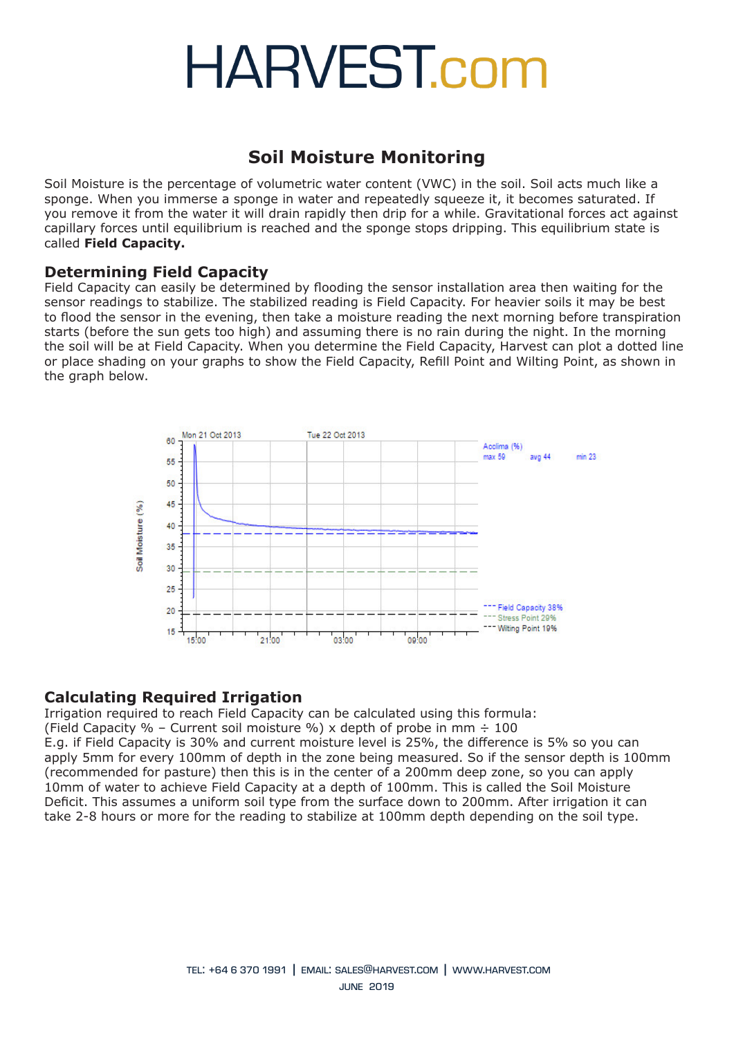# HARVEST.com

## Soil Moisture Monitoring

Soil Moisture is the percentage of volumetric water content (VWC) in the soil. Soil acts much like a sponge. When you immerse a sponge in water and repeatedly squeeze it, it becomes saturated. If you remove it from the water it will drain rapidly then drip for a while. Gravitational forces act against capillary forces until equilibrium is reached and the sponge stops dripping. This equilibrium state is called **Field Capacity.**

### Determining Field Capacity

Field Capacity can easily be determined by flooding the sensor installation area then waiting for the sensor readings to stabilize. The stabilized reading is Field Capacity. For heavier soils it may be best to flood the sensor in the evening, then take a moisture reading the next morning before transpiration starts (before the sun gets too high) and assuming there is no rain during the night. In the morning the soil will be at Field Capacity. When you determine the Field Capacity, Harvest can plot a dotted line or place shading on your graphs to show the Field Capacity, Refill Point and Wilting Point, as shown in the graph below.

### Calculating Required Irrigation

Irrigation required to reach Field Capacity can be calculated using this formula:
(Field Capacity % – Current soil moisture %) x depth of probe in mm ÷ 100
E.g. if Field Capacity is 30% and current moisture level is 25%, the difference is 5% so you can apply 5mm for every 100mm of depth in the zone being measured. So if the sensor depth is 100mm (recommended for pasture) then this is in the center of a 200mm deep zone, so you can apply 10mm of water to achieve Field Capacity at a depth of 100mm. This is called the Soil Moisture Deficit. This assumes a uniform soil type from the surface down to 200mm. After irrigation it can take 2-8 hours or more for the reading to stabilize at 100mm depth depending on the soil type.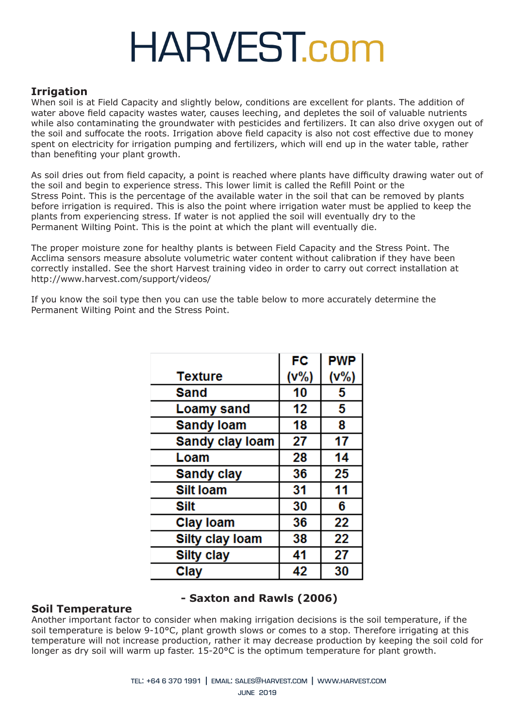## Irrigation

When soil is at Field Capacity and slightly below, conditions are excellent for plants. The addition of water above field capacity wastes water, causes leeching, and depletes the soil of valuable nutrients while also contaminating the groundwater with pesticides and fertilizers. It can also drive oxygen out of the soil and suffocate the roots. Irrigation above field capacity is also not cost effective due to money spent on electricity for irrigation pumping and fertilizers, which will end up in the water table, rather than benefiting your plant growth.

As soil dries out from field capacity, a point is reached where plants have difficulty drawing water out of the soil and begin to experience stress. This lower limit is called the Refill Point or the Stress Point. This is the percentage of the available water in the soil that can be removed by plants before irrigation is required. This is also the point where irrigation water must be applied to keep the plants from experiencing stress. If water is not applied the soil will eventually dry to the Permanent Wilting Point. This is the point at which the plant will eventually die.

The proper moisture zone for healthy plants is between Field Capacity and the Stress Point. The Acclima sensors measure absolute volumetric water content without calibration if they have been correctly installed. See the short Harvest training video in order to carry out correct installation at http://www.harvest.com/support/videos/

If you know the soil type then you can use the table below to more accurately determine the Permanent Wilting Point and the Stress Point.

| Texture | FC (v%) | PWP (v%) |
|---|---|---|
| Sand | 10 | 5 |
| Loamy sand | 12 | 5 |
| Sandy loam | 18 | 8 |
| Sandy clay loam | 27 | 17 |
| Loam | 28 | 14 |
| Sandy clay | 36 | 25 |
| Silt loam | 31 | 11 |
| Silt | 30 | 6 |
| Clay loam | 36 | 22 |
| Silty clay loam | 38 | 22 |
| Silty clay | 41 | 27 |
| Clay | 42 | 30 |

**- Saxton and Rawls (2006)**

## Soil Temperature

Another important factor to consider when making irrigation decisions is the soil temperature, if the soil temperature is below 9-10°C, plant growth slows or comes to a stop. Therefore irrigating at this temperature will not increase production, rather it may decrease production by keeping the soil cold for longer as dry soil will warm up faster. 15-20°C is the optimum temperature for plant growth.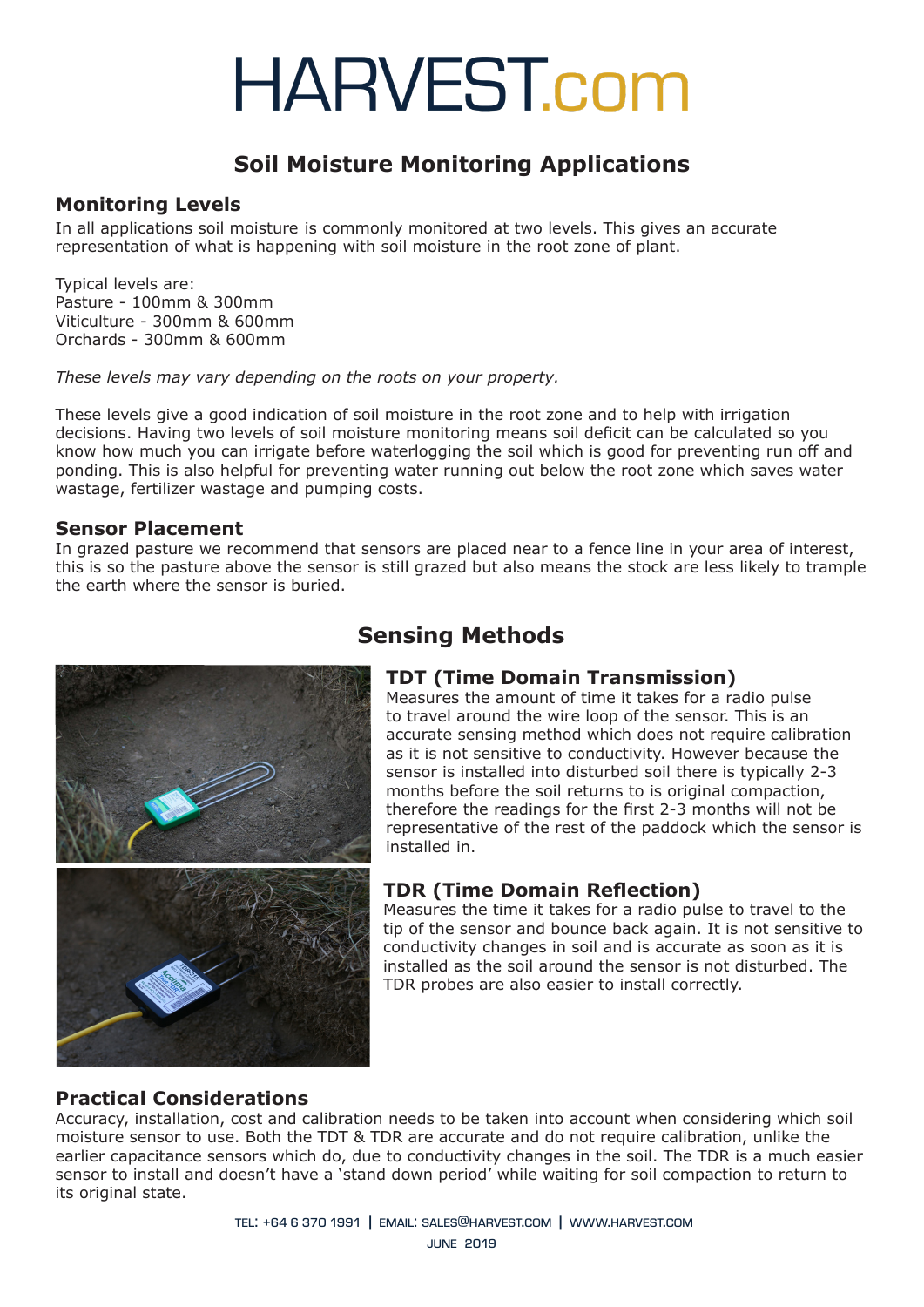# HARVEST.com

## Soil Moisture Monitoring Applications

### Monitoring Levels

In all applications soil moisture is commonly monitored at two levels. This gives an accurate representation of what is happening with soil moisture in the root zone of plant.

Typical levels are:
Pasture - 100mm & 300mm
Viticulture - 300mm & 600mm
Orchards - 300mm & 600mm

*These levels may vary depending on the roots on your property.*

These levels give a good indication of soil moisture in the root zone and to help with irrigation decisions. Having two levels of soil moisture monitoring means soil deficit can be calculated so you know how much you can irrigate before waterlogging the soil which is good for preventing run off and ponding. This is also helpful for preventing water running out below the root zone which saves water wastage, fertilizer wastage and pumping costs.

### Sensor Placement

In grazed pasture we recommend that sensors are placed near to a fence line in your area of interest, this is so the pasture above the sensor is still grazed but also means the stock are less likely to trample the earth where the sensor is buried.

## Sensing Methods

### TDT (Time Domain Transmission)

Measures the amount of time it takes for a radio pulse to travel around the wire loop of the sensor. This is an accurate sensing method which does not require calibration as it is not sensitive to conductivity. However because the sensor is installed into disturbed soil there is typically 2-3 months before the soil returns to is original compaction, therefore the readings for the first 2-3 months will not be representative of the rest of the paddock which the sensor is installed in.

### TDR (Time Domain Reflection)

Measures the time it takes for a radio pulse to travel to the tip of the sensor and bounce back again. It is not sensitive to conductivity changes in soil and is accurate as soon as it is installed as the soil around the sensor is not disturbed. The TDR probes are also easier to install correctly.

### Practical Considerations

Accuracy, installation, cost and calibration needs to be taken into account when considering which soil moisture sensor to use. Both the TDT & TDR are accurate and do not require calibration, unlike the earlier capacitance sensors which do, due to conductivity changes in the soil. The TDR is a much easier sensor to install and doesn't have a 'stand down period' while waiting for soil compaction to return to its original state.

TEL: +64 6 370 1991 | EMAIL: SALES@HARVEST.COM | WWW.HARVEST.COM
JUNE 2019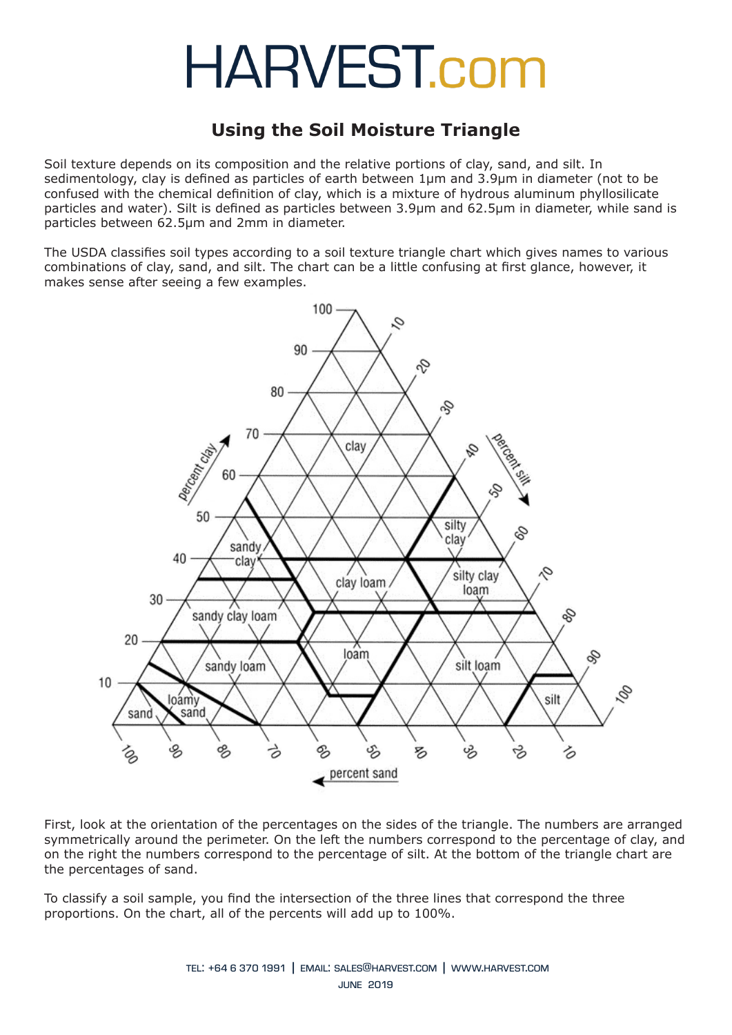# HARVEST.com

## Using the Soil Moisture Triangle

Soil texture depends on its composition and the relative portions of clay, sand, and silt. In sedimentology, clay is defined as particles of earth between 1μm and 3.9μm in diameter (not to be confused with the chemical definition of clay, which is a mixture of hydrous aluminum phyllosilicate particles and water). Silt is defined as particles between 3.9μm and 62.5μm in diameter, while sand is particles between 62.5μm and 2mm in diameter.

The USDA classifies soil types according to a soil texture triangle chart which gives names to various combinations of clay, sand, and silt. The chart can be a little confusing at first glance, however, it makes sense after seeing a few examples.

First, look at the orientation of the percentages on the sides of the triangle. The numbers are arranged symmetrically around the perimeter. On the left the numbers correspond to the percentage of clay, and on the right the numbers correspond to the percentage of silt. At the bottom of the triangle chart are the percentages of sand.

To classify a soil sample, you find the intersection of the three lines that correspond the three proportions. On the chart, all of the percents will add up to 100%.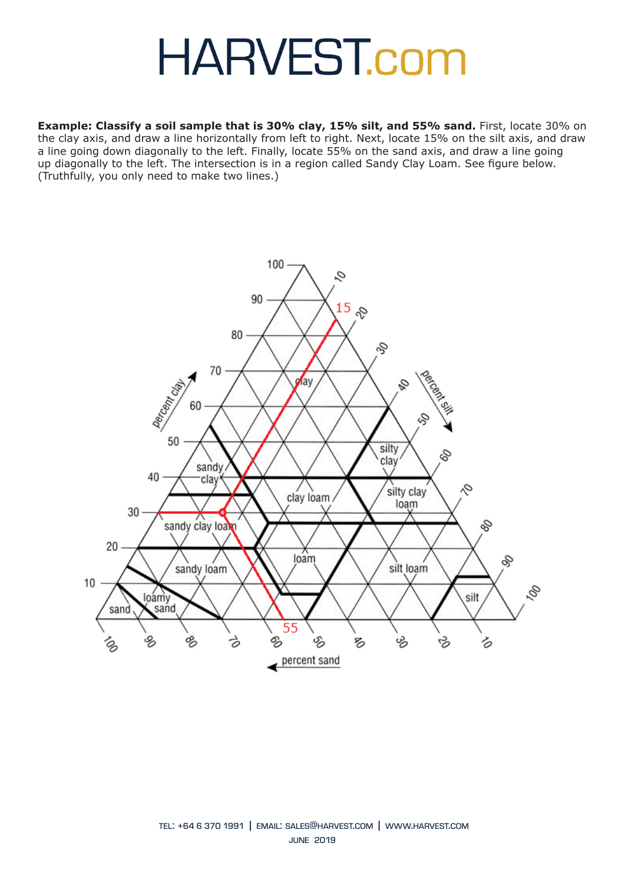**Example: Classify a soil sample that is 30% clay, 15% silt, and 55% sand.** First, locate 30% on the clay axis, and draw a line horizontally from left to right. Next, locate 15% on the silt axis, and draw a line going down diagonally to the left. Finally, locate 55% on the sand axis, and draw a line going up diagonally to the left. The intersection is in a region called Sandy Clay Loam. See figure below. (Truthfully, you only need to make two lines.)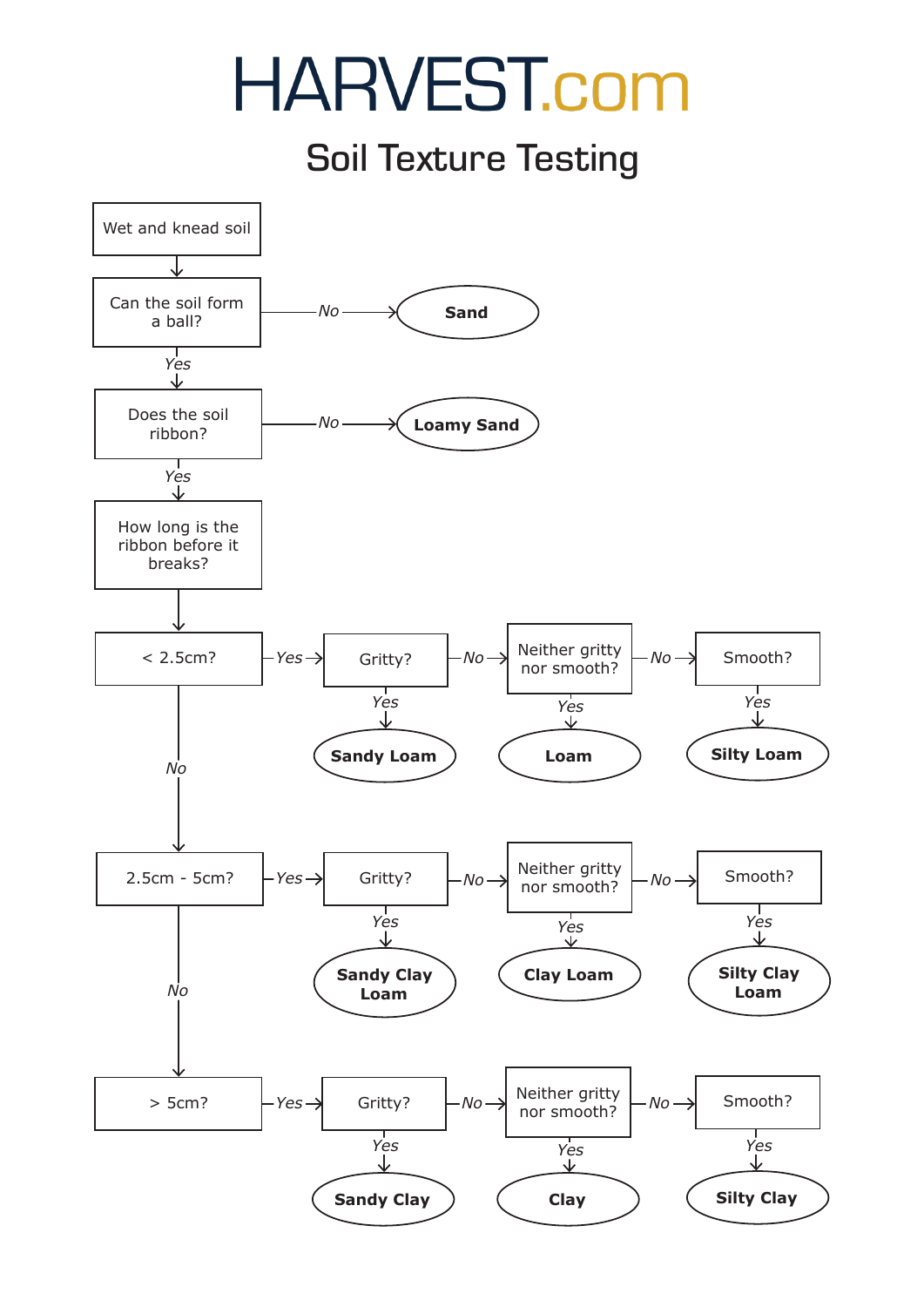# HARVEST.com

## Soil Texture Testing

Wet and knead soil

Can the soil form a ball?

No → **Sand**

Yes

Does the soil ribbon?

No → **Loamy Sand**

Yes

How long is the ribbon before it breaks?

< 2.5cm? — Yes → Gritty? — No → Neither gritty nor smooth? — No → Smooth?

Gritty? Yes → **Sandy Loam**

Neither gritty nor smooth? Yes → **Loam**

Smooth? Yes → **Silty Loam**

No

2.5cm - 5cm? — Yes → Gritty? — No → Neither gritty nor smooth? — No → Smooth?

Gritty? Yes → **Sandy Clay Loam**

Neither gritty nor smooth? Yes → **Clay Loam**

Smooth? Yes → **Silty Clay Loam**

No

> 5cm? — Yes → Gritty? — No → Neither gritty nor smooth? — No → Smooth?

Gritty? Yes → **Sandy Clay**

Neither gritty nor smooth? Yes → **Clay**

Smooth? Yes → **Silty Clay**